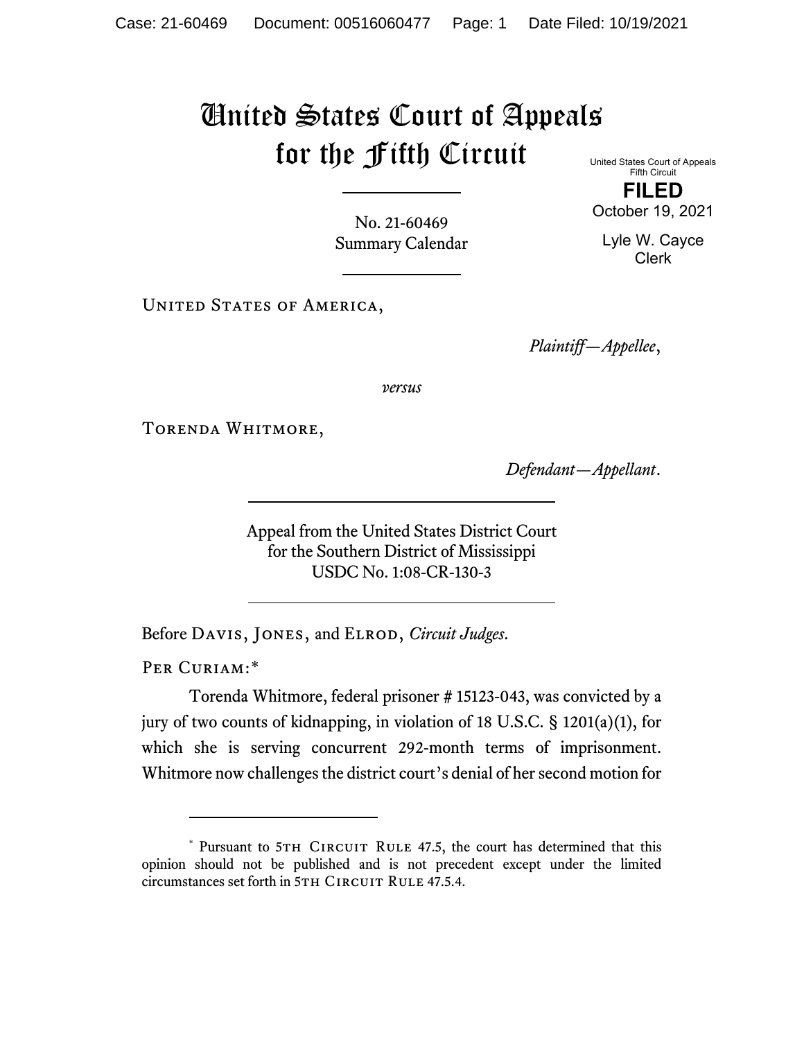# United States Court of Appeals for the Fifth Circuit

United States Court of Appeals
Fifth Circuit

**FILED**

October 19, 2021

Lyle W. Cayce
Clerk

No. 21-60469
Summary Calendar

United States of America,

*Plaintiff—Appellee*,

*versus*

Torenda Whitmore,

*Defendant—Appellant*.

Appeal from the United States District Court
for the Southern District of Mississippi
USDC No. 1:08-CR-130-3

Before Davis, Jones, and Elrod, *Circuit Judges*.

Per Curiam:*

Torenda Whitmore, federal prisoner # 15123-043, was convicted by a jury of two counts of kidnapping, in violation of 18 U.S.C. § 1201(a)(1), for which she is serving concurrent 292-month terms of imprisonment. Whitmore now challenges the district court's denial of her second motion for

---

\* Pursuant to 5th Circuit Rule 47.5, the court has determined that this opinion should not be published and is not precedent except under the limited circumstances set forth in 5th Circuit Rule 47.5.4.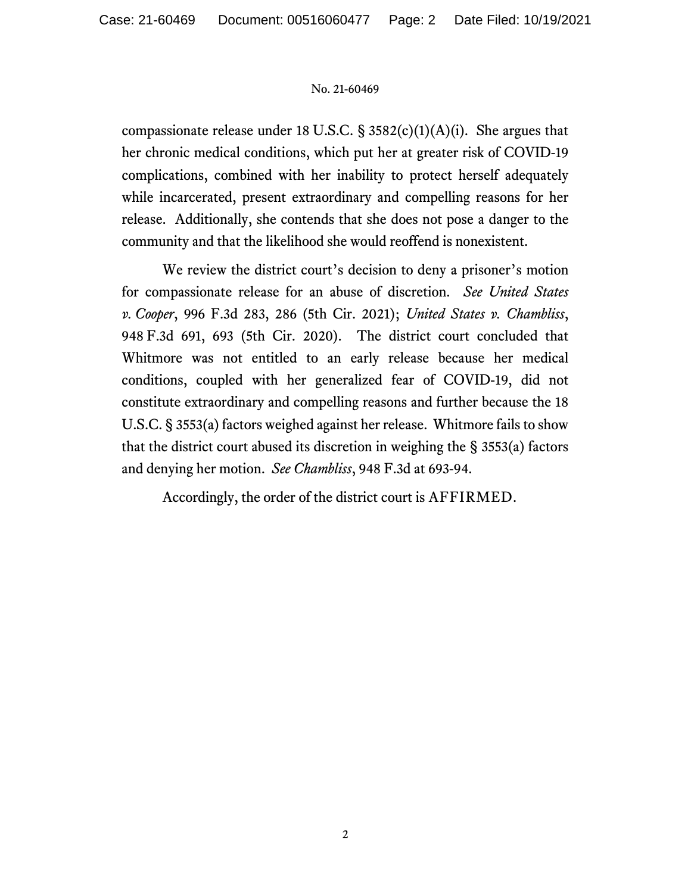compassionate release under 18 U.S.C. § 3582(c)(1)(A)(i). She argues that her chronic medical conditions, which put her at greater risk of COVID-19 complications, combined with her inability to protect herself adequately while incarcerated, present extraordinary and compelling reasons for her release. Additionally, she contends that she does not pose a danger to the community and that the likelihood she would reoffend is nonexistent.

We review the district court's decision to deny a prisoner's motion for compassionate release for an abuse of discretion. *See United States v. Cooper*, 996 F.3d 283, 286 (5th Cir. 2021); *United States v. Chambliss*, 948 F.3d 691, 693 (5th Cir. 2020). The district court concluded that Whitmore was not entitled to an early release because her medical conditions, coupled with her generalized fear of COVID-19, did not constitute extraordinary and compelling reasons and further because the 18 U.S.C. § 3553(a) factors weighed against her release. Whitmore fails to show that the district court abused its discretion in weighing the § 3553(a) factors and denying her motion. *See Chambliss*, 948 F.3d at 693-94.

Accordingly, the order of the district court is AFFIRMED.